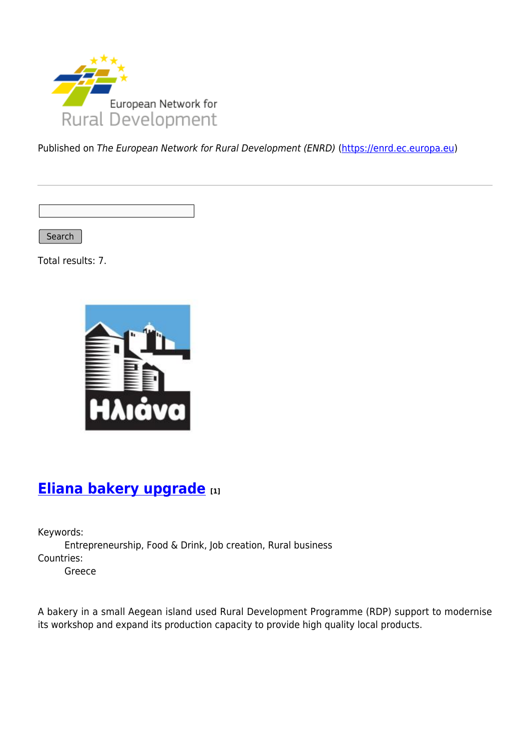Published on *The European Network for Rural Development (ENRD)* (https://enrd.ec.europa.eu)

Search

Total results: 7.

## Eliana bakery upgrade [1]

Keywords:
Entrepreneurship, Food & Drink, Job creation, Rural business

Countries:
Greece

A bakery in a small Aegean island used Rural Development Programme (RDP) support to modernise its workshop and expand its production capacity to provide high quality local products.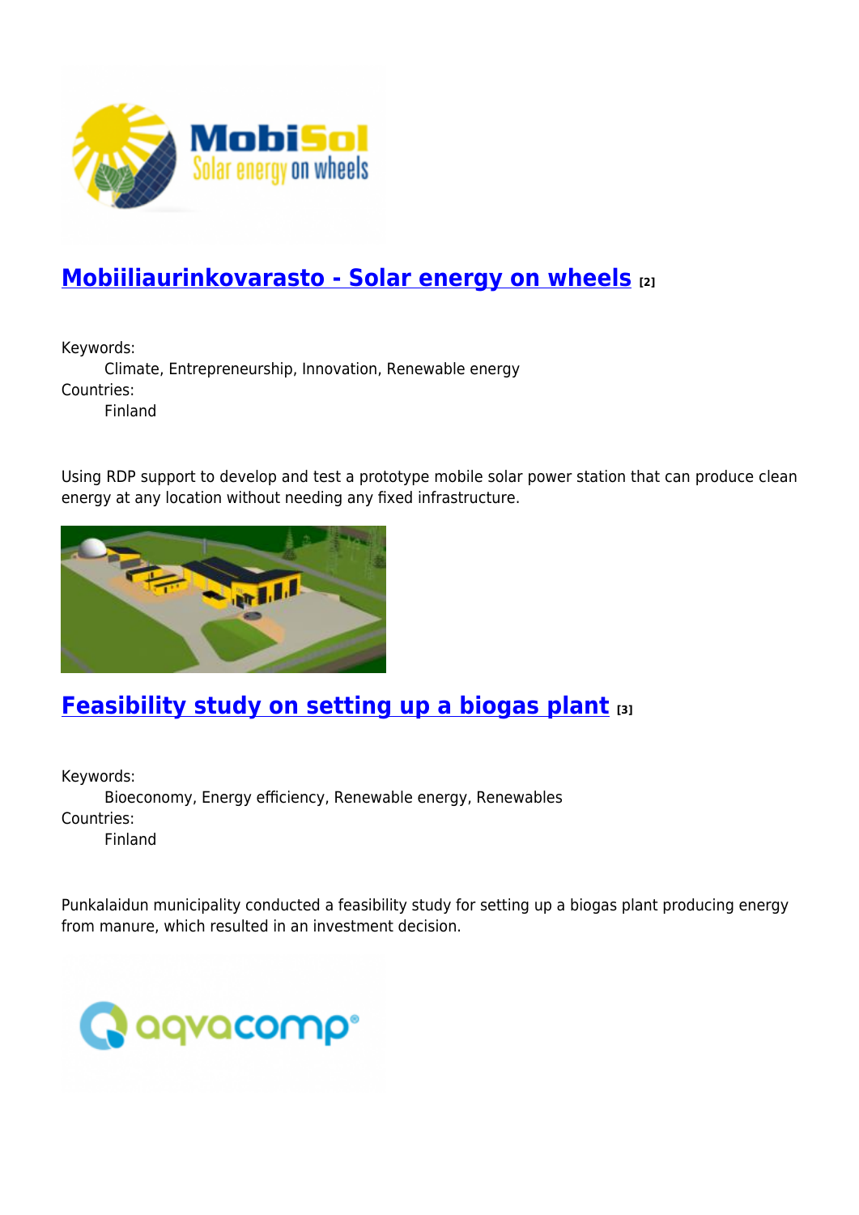## Mobiiliaurinkovarasto - Solar energy on wheels [2]

Keywords:
Climate, Entrepreneurship, Innovation, Renewable energy
Countries:
Finland

Using RDP support to develop and test a prototype mobile solar power station that can produce clean energy at any location without needing any fixed infrastructure.

## Feasibility study on setting up a biogas plant [3]

Keywords:
Bioeconomy, Energy efficiency, Renewable energy, Renewables
Countries:
Finland

Punkalaidun municipality conducted a feasibility study for setting up a biogas plant producing energy from manure, which resulted in an investment decision.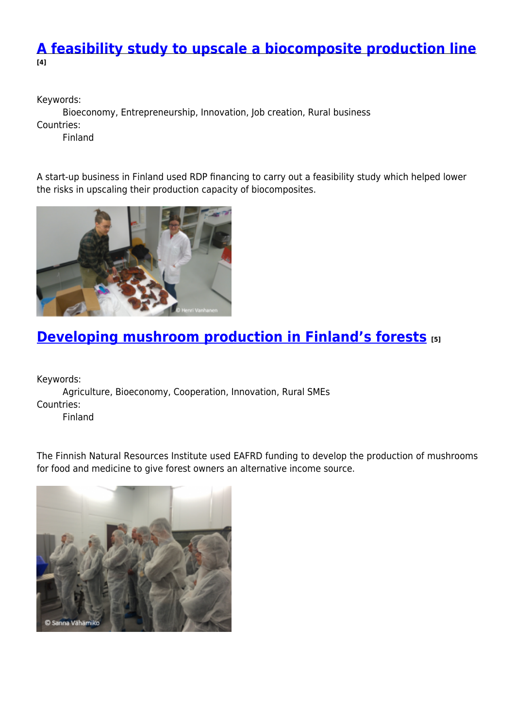## A feasibility study to upscale a biocomposite production line [4]

Keywords:
Bioeconomy, Entrepreneurship, Innovation, Job creation, Rural business
Countries:
Finland

A start-up business in Finland used RDP financing to carry out a feasibility study which helped lower the risks in upscaling their production capacity of biocomposites.

## Developing mushroom production in Finland's forests [5]

Keywords:
Agriculture, Bioeconomy, Cooperation, Innovation, Rural SMEs
Countries:
Finland

The Finnish Natural Resources Institute used EAFRD funding to develop the production of mushrooms for food and medicine to give forest owners an alternative income source.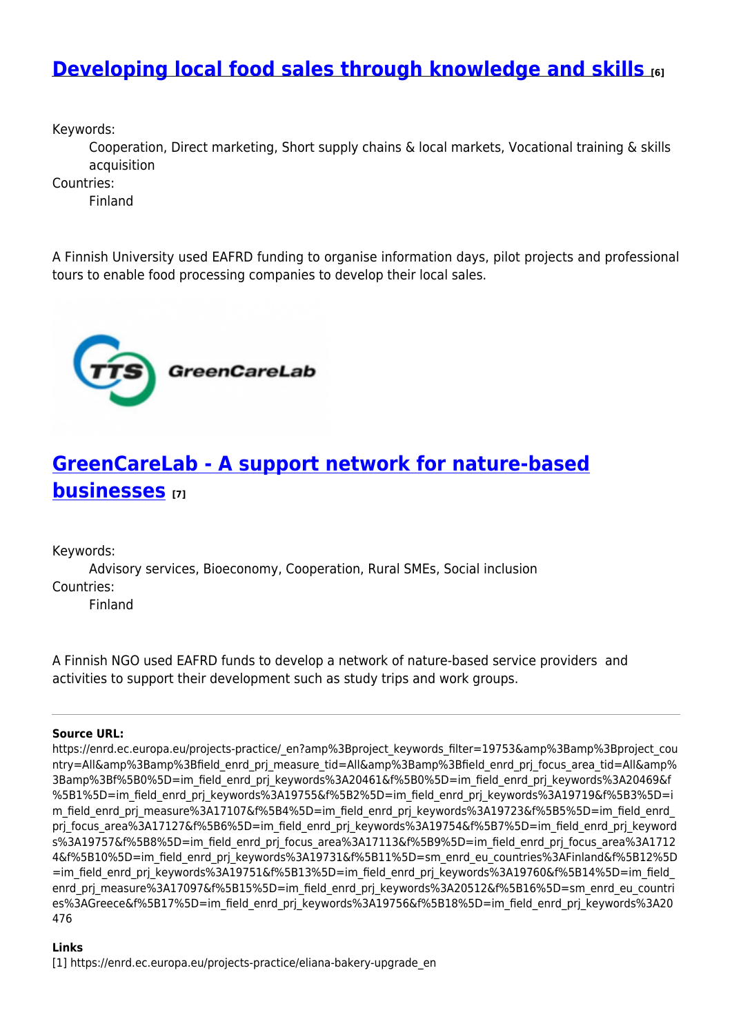## [Developing local food sales through knowledge and skills](#) [6]

Keywords:
: Cooperation, Direct marketing, Short supply chains & local markets, Vocational training & skills acquisition

Countries:
: Finland

A Finnish University used EAFRD funding to organise information days, pilot projects and professional tours to enable food processing companies to develop their local sales.

## [GreenCareLab - A support network for nature-based businesses](#) [7]

Keywords:
: Advisory services, Bioeconomy, Cooperation, Rural SMEs, Social inclusion

Countries:
: Finland

A Finnish NGO used EAFRD funds to develop a network of nature-based service providers and activities to support their development such as study trips and work groups.

---

**Source URL:** https://enrd.ec.europa.eu/projects-practice/_en?amp%3Bproject_keywords_filter=19753&amp%3Bamp%3Bproject_country=All&amp%3Bamp%3Bfield_enrd_prj_measure_tid=All&amp%3Bamp%3Bfield_enrd_prj_focus_area_tid=All&amp%3Bamp%3Bf%5B0%5D=im_field_enrd_prj_keywords%3A20461&f%5B0%5D=im_field_enrd_prj_keywords%3A20469&f%5B1%5D=im_field_enrd_prj_keywords%3A19755&f%5B2%5D=im_field_enrd_prj_keywords%3A19719&f%5B3%5D=im_field_enrd_prj_measure%3A17107&f%5B4%5D=im_field_enrd_prj_keywords%3A19723&f%5B5%5D=im_field_enrd_prj_focus_area%3A17127&f%5B6%5D=im_field_enrd_prj_keywords%3A19754&f%5B7%5D=im_field_enrd_prj_keywords%3A19757&f%5B8%5D=im_field_enrd_prj_focus_area%3A17113&f%5B9%5D=im_field_enrd_prj_focus_area%3A17124&f%5B10%5D=im_field_enrd_prj_keywords%3A19731&f%5B11%5D=sm_enrd_eu_countries%3AFinland&f%5B12%5D=im_field_enrd_prj_keywords%3A19751&f%5B13%5D=im_field_enrd_prj_keywords%3A19760&f%5B14%5D=im_field_enrd_prj_measure%3A17097&f%5B15%5D=im_field_enrd_prj_keywords%3A20512&f%5B16%5D=sm_enrd_eu_countries%3AGreece&f%5B17%5D=im_field_enrd_prj_keywords%3A19756&f%5B18%5D=im_field_enrd_prj_keywords%3A20476

**Links**

[1] https://enrd.ec.europa.eu/projects-practice/eliana-bakery-upgrade_en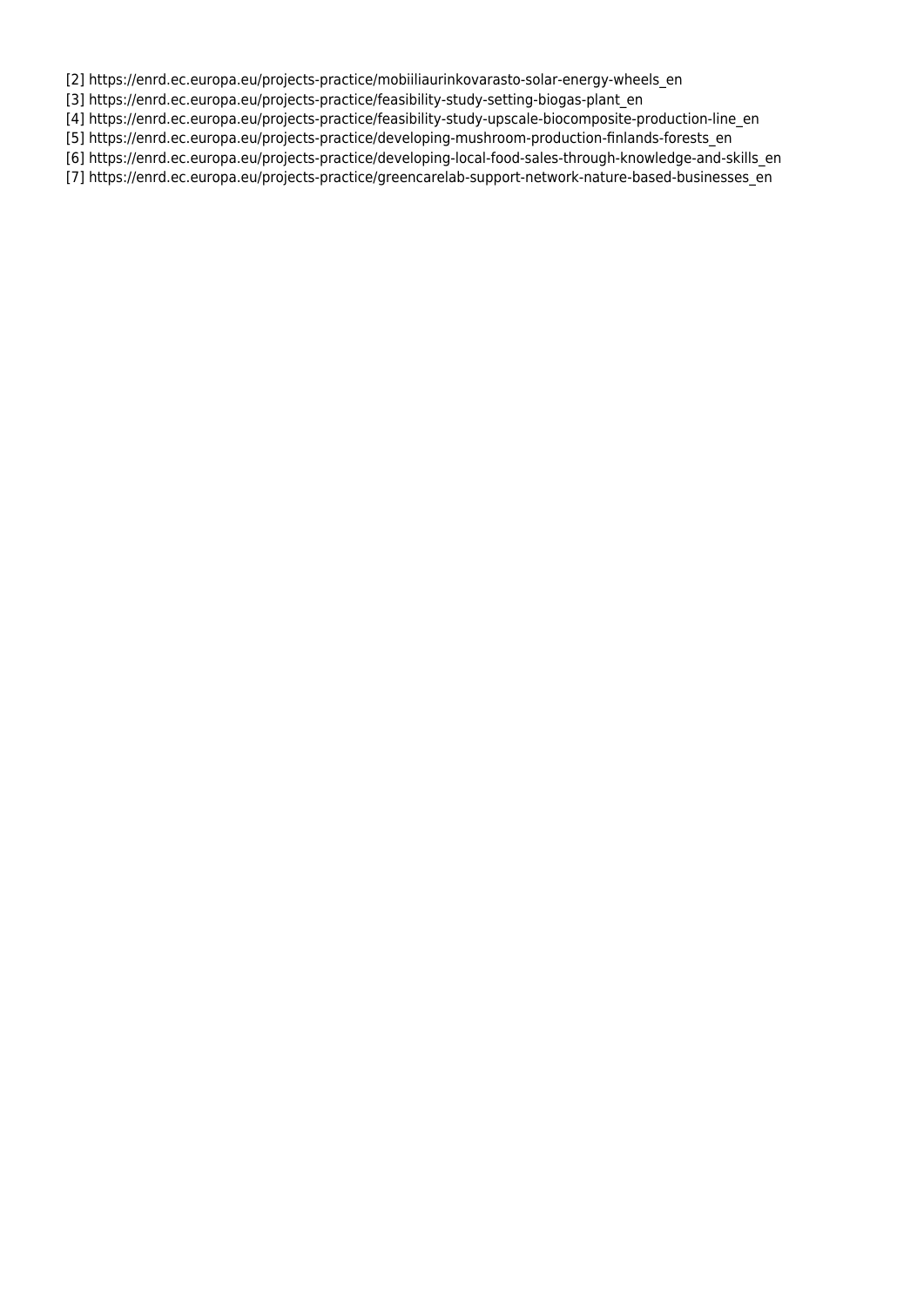[2] https://enrd.ec.europa.eu/projects-practice/mobiiliaurinkovarasto-solar-energy-wheels_en

[3] https://enrd.ec.europa.eu/projects-practice/feasibility-study-setting-biogas-plant_en

[4] https://enrd.ec.europa.eu/projects-practice/feasibility-study-upscale-biocomposite-production-line_en

[5] https://enrd.ec.europa.eu/projects-practice/developing-mushroom-production-finlands-forests_en

[6] https://enrd.ec.europa.eu/projects-practice/developing-local-food-sales-through-knowledge-and-skills_en

[7] https://enrd.ec.europa.eu/projects-practice/greencarelab-support-network-nature-based-businesses_en